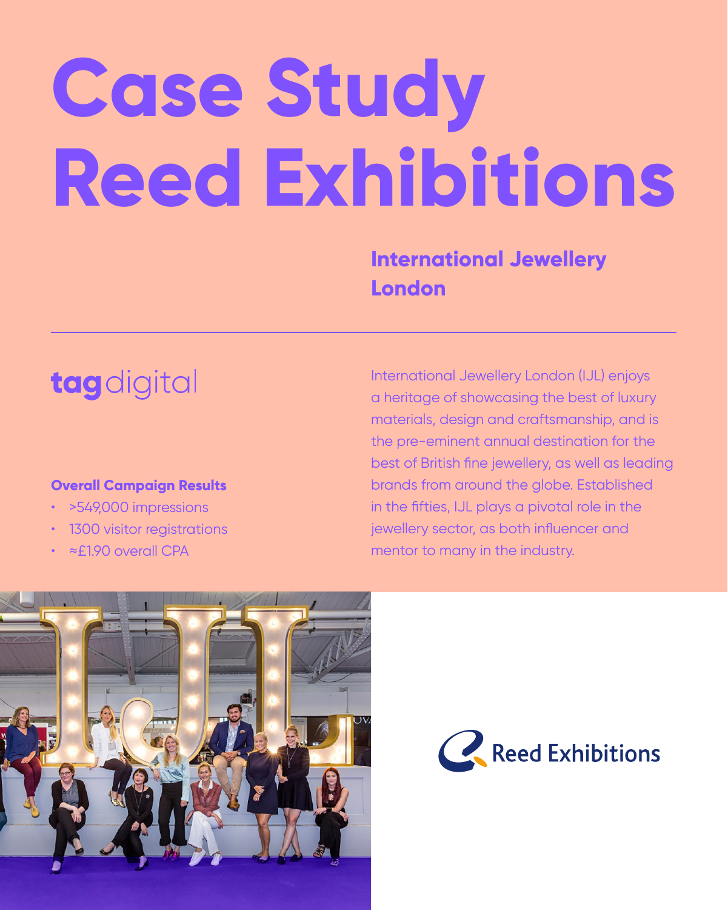# Case Study Reed Exhibitions

## International Jewellery London

tagdigital

International Jewellery London (IJL) enjoys a heritage of showcasing the best of luxury materials, design and craftsmanship, and is the pre-eminent annual destination for the best of British fine jewellery, as well as leading brands from around the globe. Established in the fifties, IJL plays a pivotal role in the jewellery sector, as both influencer and mentor to many in the industry.

**Overall Campaign Results**

- >549,000 impressions
- 1300 visitor registrations
- ≈£1.90 overall CPA

Reed Exhibitions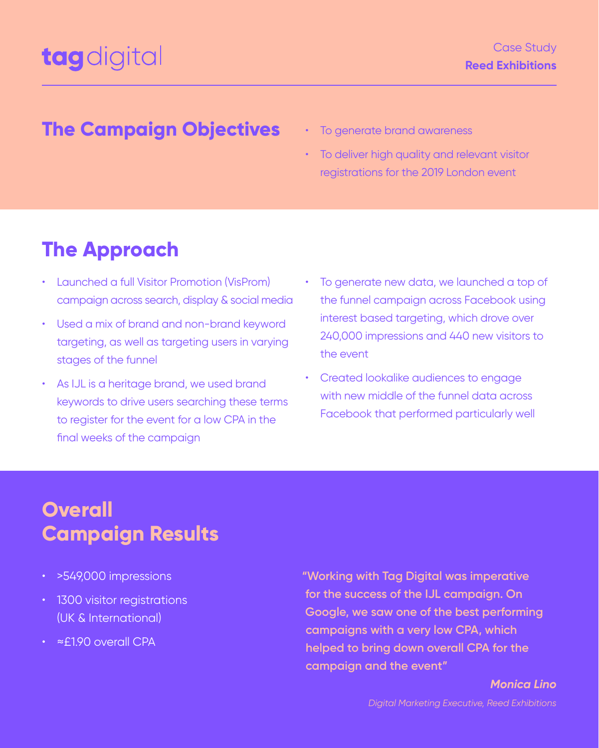tagdigital

Case Study
**Reed Exhibitions**

## The Campaign Objectives

- To generate brand awareness
- To deliver high quality and relevant visitor registrations for the 2019 London event

## The Approach

- Launched a full Visitor Promotion (VisProm) campaign across search, display & social media
- Used a mix of brand and non-brand keyword targeting, as well as targeting users in varying stages of the funnel
- As IJL is a heritage brand, we used brand keywords to drive users searching these terms to register for the event for a low CPA in the final weeks of the campaign
- To generate new data, we launched a top of the funnel campaign across Facebook using interest based targeting, which drove over 240,000 impressions and 440 new visitors to the event
- Created lookalike audiences to engage with new middle of the funnel data across Facebook that performed particularly well

## Overall Campaign Results

- >549,000 impressions
- 1300 visitor registrations (UK & International)
- ≈£1.90 overall CPA

**"Working with Tag Digital was imperative for the success of the IJL campaign. On Google, we saw one of the best performing campaigns with a very low CPA, which helped to bring down overall CPA for the campaign and the event"**

***Monica Lino***

*Digital Marketing Executive, Reed Exhibitions*